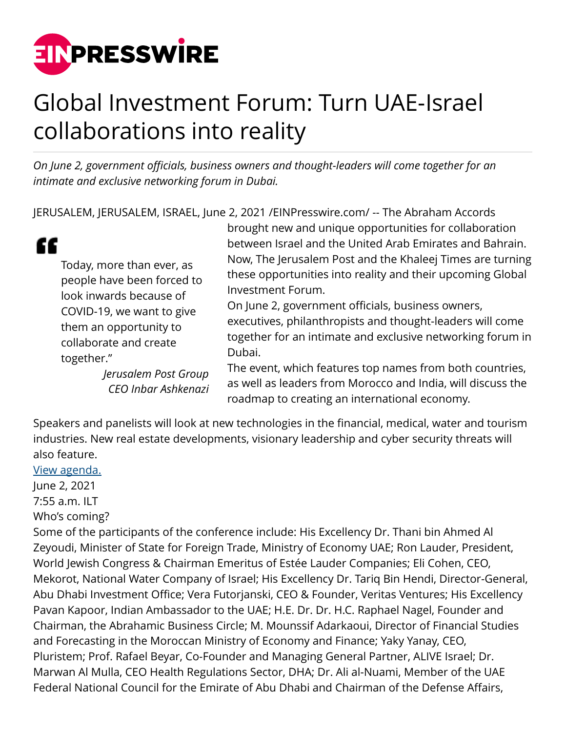# Global Investment Forum: Turn UAE-Israel collaborations into reality

*On June 2, government officials, business owners and thought-leaders will come together for an intimate and exclusive networking forum in Dubai.*

JERUSALEM, JERUSALEM, ISRAEL, June 2, 2021 /EINPresswire.com/ -- The Abraham Accords brought new and unique opportunities for collaboration between Israel and the United Arab Emirates and Bahrain. Now, The Jerusalem Post and the Khaleej Times are turning these opportunities into reality and their upcoming Global Investment Forum.

> Today, more than ever, as people have been forced to look inwards because of COVID-19, we want to give them an opportunity to collaborate and create together."
>
> *Jerusalem Post Group CEO Inbar Ashkenazi*

On June 2, government officials, business owners, executives, philanthropists and thought-leaders will come together for an intimate and exclusive networking forum in Dubai.

The event, which features top names from both countries, as well as leaders from Morocco and India, will discuss the roadmap to creating an international economy.

Speakers and panelists will look at new technologies in the financial, medical, water and tourism industries. New real estate developments, visionary leadership and cyber security threats will also feature.

[View agenda.]

June 2, 2021

7:55 a.m. ILT

Who's coming?

Some of the participants of the conference include: His Excellency Dr. Thani bin Ahmed Al Zeyoudi, Minister of State for Foreign Trade, Ministry of Economy UAE; Ron Lauder, President, World Jewish Congress & Chairman Emeritus of Estée Lauder Companies; Eli Cohen, CEO, Mekorot, National Water Company of Israel; His Excellency Dr. Tariq Bin Hendi, Director-General, Abu Dhabi Investment Office; Vera Futorjanski, CEO & Founder, Veritas Ventures; His Excellency Pavan Kapoor, Indian Ambassador to the UAE; H.E. Dr. Dr. H.C. Raphael Nagel, Founder and Chairman, the Abrahamic Business Circle; M. Mounssif Adarkaoui, Director of Financial Studies and Forecasting in the Moroccan Ministry of Economy and Finance; Yaky Yanay, CEO, Pluristem; Prof. Rafael Beyar, Co-Founder and Managing General Partner, ALIVE Israel; Dr. Marwan Al Mulla, CEO Health Regulations Sector, DHA; Dr. Ali al-Nuami, Member of the UAE Federal National Council for the Emirate of Abu Dhabi and Chairman of the Defense Affairs,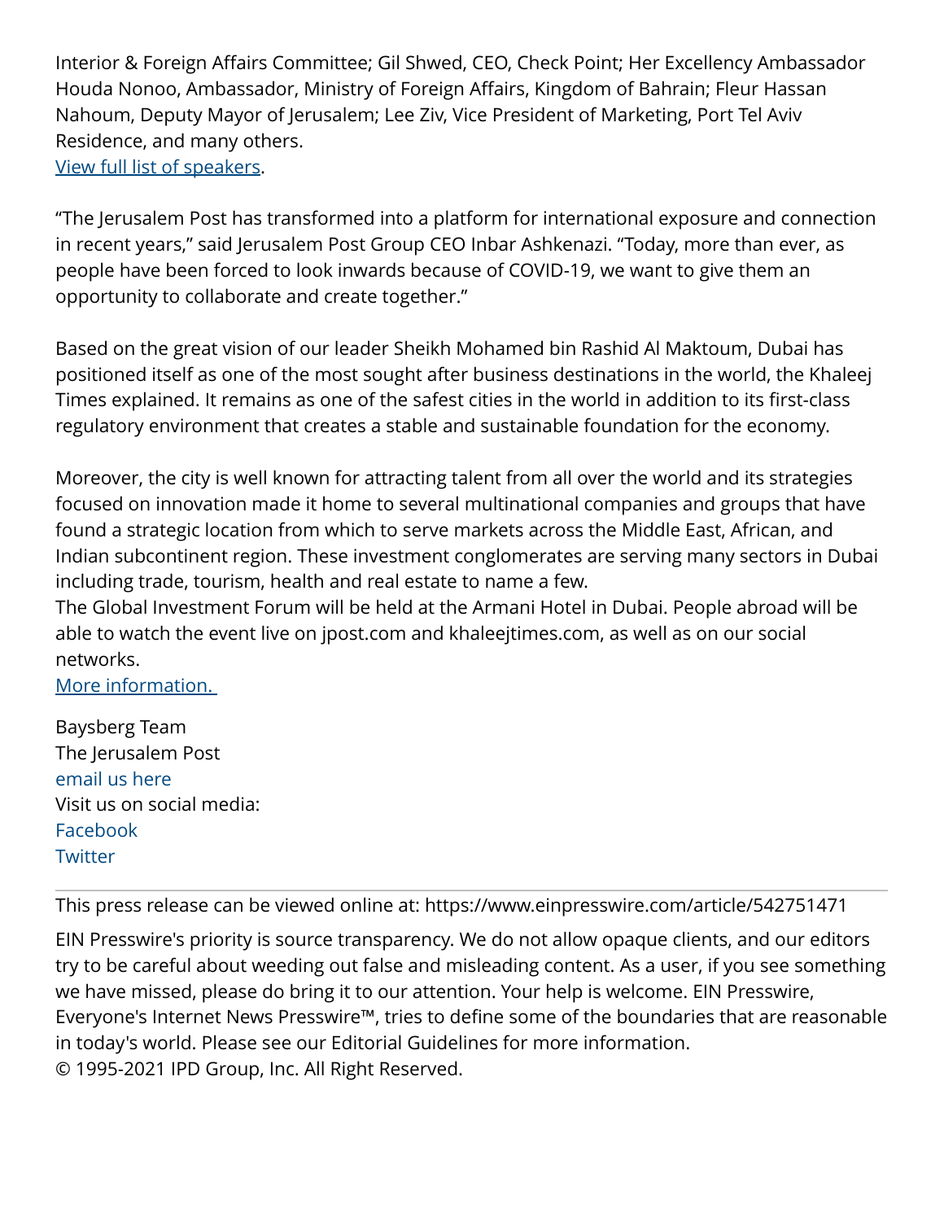Interior & Foreign Affairs Committee; Gil Shwed, CEO, Check Point; Her Excellency Ambassador Houda Nonoo, Ambassador, Ministry of Foreign Affairs, Kingdom of Bahrain; Fleur Hassan Nahoum, Deputy Mayor of Jerusalem; Lee Ziv, Vice President of Marketing, Port Tel Aviv Residence, and many others.
View full list of speakers.

“The Jerusalem Post has transformed into a platform for international exposure and connection in recent years,” said Jerusalem Post Group CEO Inbar Ashkenazi. “Today, more than ever, as people have been forced to look inwards because of COVID-19, we want to give them an opportunity to collaborate and create together.”

Based on the great vision of our leader Sheikh Mohamed bin Rashid Al Maktoum, Dubai has positioned itself as one of the most sought after business destinations in the world, the Khaleej Times explained. It remains as one of the safest cities in the world in addition to its first-class regulatory environment that creates a stable and sustainable foundation for the economy.

Moreover, the city is well known for attracting talent from all over the world and its strategies focused on innovation made it home to several multinational companies and groups that have found a strategic location from which to serve markets across the Middle East, African, and Indian subcontinent region. These investment conglomerates are serving many sectors in Dubai including trade, tourism, health and real estate to name a few.
The Global Investment Forum will be held at the Armani Hotel in Dubai. People abroad will be able to watch the event live on jpost.com and khaleejtimes.com, as well as on our social networks.
More information.

Baysberg Team
The Jerusalem Post
email us here
Visit us on social media:
Facebook
Twitter

---

This press release can be viewed online at: https://www.einpresswire.com/article/542751471

EIN Presswire's priority is source transparency. We do not allow opaque clients, and our editors try to be careful about weeding out false and misleading content. As a user, if you see something we have missed, please do bring it to our attention. Your help is welcome. EIN Presswire, Everyone's Internet News Presswire™, tries to define some of the boundaries that are reasonable in today's world. Please see our Editorial Guidelines for more information.
© 1995-2021 IPD Group, Inc. All Right Reserved.